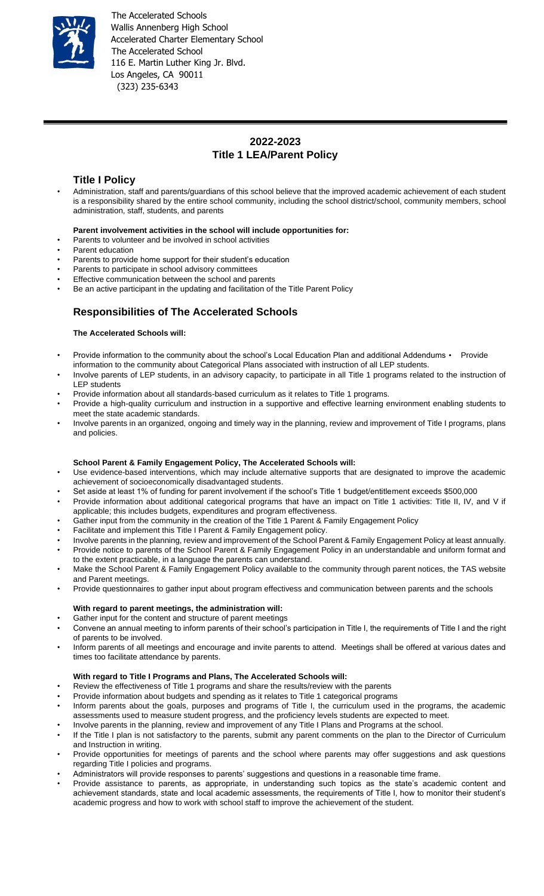The Accelerated Schools
Wallis Annenberg High School
Accelerated Charter Elementary School
The Accelerated School
116 E. Martin Luther King Jr. Blvd.
Los Angeles, CA 90011
(323) 235-6343

# 2022-2023
# Title 1 LEA/Parent Policy

## Title I Policy

- Administration, staff and parents/guardians of this school believe that the improved academic achievement of each student is a responsibility shared by the entire school community, including the school district/school, community members, school administration, staff, students, and parents

**Parent involvement activities in the school will include opportunities for:**

- Parents to volunteer and be involved in school activities
- Parent education
- Parents to provide home support for their student's education
- Parents to participate in school advisory committees
- Effective communication between the school and parents
- Be an active participant in the updating and facilitation of the Title Parent Policy

## Responsibilities of The Accelerated Schools

**The Accelerated Schools will:**

- Provide information to the community about the school's Local Education Plan and additional Addendums • Provide information to the community about Categorical Plans associated with instruction of all LEP students.
- Involve parents of LEP students, in an advisory capacity, to participate in all Title 1 programs related to the instruction of LEP students
- Provide information about all standards-based curriculum as it relates to Title 1 programs.
- Provide a high-quality curriculum and instruction in a supportive and effective learning environment enabling students to meet the state academic standards.
- Involve parents in an organized, ongoing and timely way in the planning, review and improvement of Title I programs, plans and policies.

**School Parent & Family Engagement Policy, The Accelerated Schools will:**

- Use evidence-based interventions, which may include alternative supports that are designated to improve the academic achievement of socioeconomically disadvantaged students.
- Set aside at least 1% of funding for parent involvement if the school's Title 1 budget/entitlement exceeds $500,000
- Provide information about additional categorical programs that have an impact on Title 1 activities: Title II, IV, and V if applicable; this includes budgets, expenditures and program effectiveness.
- Gather input from the community in the creation of the Title 1 Parent & Family Engagement Policy
- Facilitate and implement this Title I Parent & Family Engagement policy.
- Involve parents in the planning, review and improvement of the School Parent & Family Engagement Policy at least annually.
- Provide notice to parents of the School Parent & Family Engagement Policy in an understandable and uniform format and to the extent practicable, in a language the parents can understand.
- Make the School Parent & Family Engagement Policy available to the community through parent notices, the TAS website and Parent meetings.
- Provide questionnaires to gather input about program effectivess and communication between parents and the schools

**With regard to parent meetings, the administration will:**

- Gather input for the content and structure of parent meetings
- Convene an annual meeting to inform parents of their school's participation in Title I, the requirements of Title I and the right of parents to be involved.
- Inform parents of all meetings and encourage and invite parents to attend. Meetings shall be offered at various dates and times too facilitate attendance by parents.

**With regard to Title I Programs and Plans, The Accelerated Schools will:**

- Review the effectiveness of Title 1 programs and share the results/review with the parents
- Provide information about budgets and spending as it relates to Title 1 categorical programs
- Inform parents about the goals, purposes and programs of Title I, the curriculum used in the programs, the academic assessments used to measure student progress, and the proficiency levels students are expected to meet.
- Involve parents in the planning, review and improvement of any Title I Plans and Programs at the school.
- If the Title I plan is not satisfactory to the parents, submit any parent comments on the plan to the Director of Curriculum and Instruction in writing.
- Provide opportunities for meetings of parents and the school where parents may offer suggestions and ask questions regarding Title I policies and programs.
- Administrators will provide responses to parents' suggestions and questions in a reasonable time frame.
- Provide assistance to parents, as appropriate, in understanding such topics as the state's academic content and achievement standards, state and local academic assessments, the requirements of Title I, how to monitor their student's academic progress and how to work with school staff to improve the achievement of the student.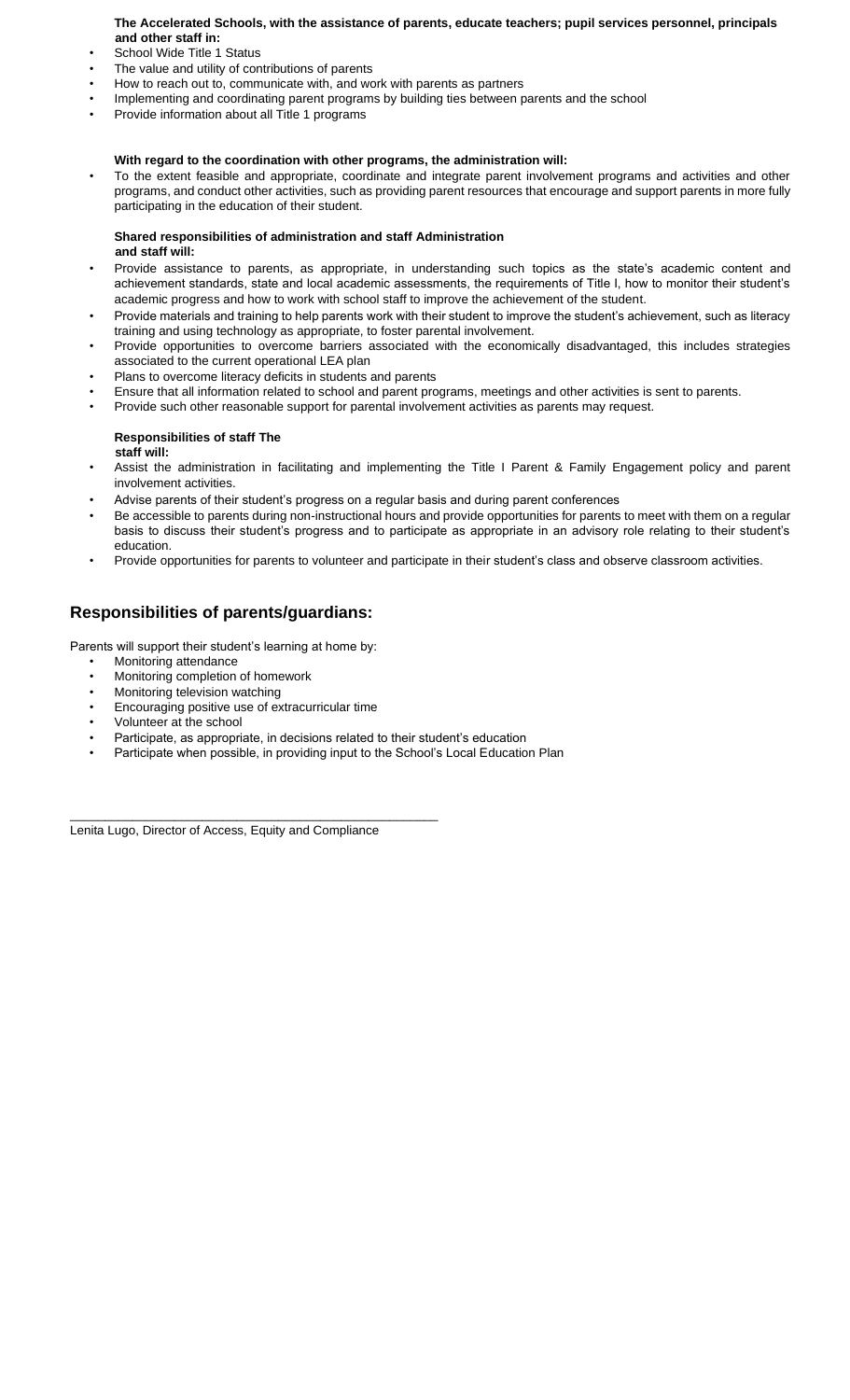**The Accelerated Schools, with the assistance of parents, educate teachers; pupil services personnel, principals and other staff in:**

- School Wide Title 1 Status
- The value and utility of contributions of parents
- How to reach out to, communicate with, and work with parents as partners
- Implementing and coordinating parent programs by building ties between parents and the school
- Provide information about all Title 1 programs

**With regard to the coordination with other programs, the administration will:**

- To the extent feasible and appropriate, coordinate and integrate parent involvement programs and activities and other programs, and conduct other activities, such as providing parent resources that encourage and support parents in more fully participating in the education of their student.

**Shared responsibilities of administration and staff Administration and staff will:**

- Provide assistance to parents, as appropriate, in understanding such topics as the state's academic content and achievement standards, state and local academic assessments, the requirements of Title I, how to monitor their student's academic progress and how to work with school staff to improve the achievement of the student.
- Provide materials and training to help parents work with their student to improve the student's achievement, such as literacy training and using technology as appropriate, to foster parental involvement.
- Provide opportunities to overcome barriers associated with the economically disadvantaged, this includes strategies associated to the current operational LEA plan
- Plans to overcome literacy deficits in students and parents
- Ensure that all information related to school and parent programs, meetings and other activities is sent to parents.
- Provide such other reasonable support for parental involvement activities as parents may request.

**Responsibilities of staff The staff will:**

- Assist the administration in facilitating and implementing the Title I Parent & Family Engagement policy and parent involvement activities.
- Advise parents of their student's progress on a regular basis and during parent conferences
- Be accessible to parents during non-instructional hours and provide opportunities for parents to meet with them on a regular basis to discuss their student's progress and to participate as appropriate in an advisory role relating to their student's education.
- Provide opportunities for parents to volunteer and participate in their student's class and observe classroom activities.

## Responsibilities of parents/guardians:

Parents will support their student's learning at home by:

- Monitoring attendance
- Monitoring completion of homework
- Monitoring television watching
- Encouraging positive use of extracurricular time
- Volunteer at the school
- Participate, as appropriate, in decisions related to their student's education
- Participate when possible, in providing input to the School's Local Education Plan

_____________________________________________________

Lenita Lugo, Director of Access, Equity and Compliance